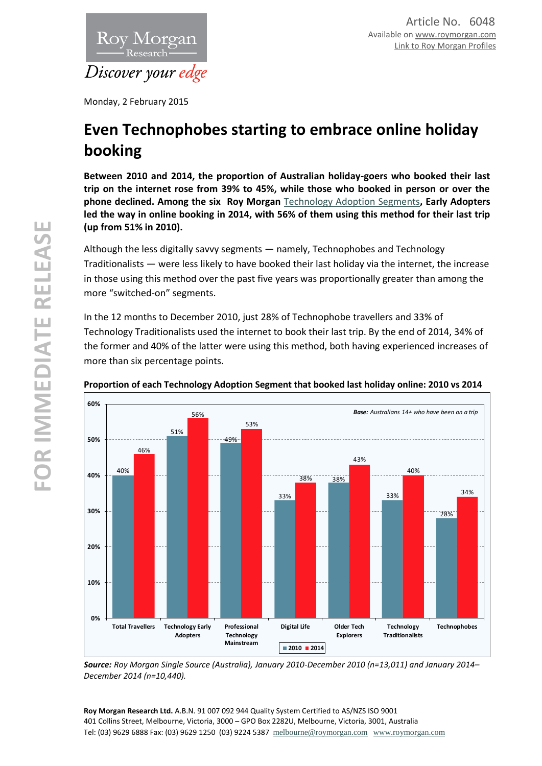Article No. 6048
Available on www.roymorgan.com
Link to Roy Morgan Profiles

Monday, 2 February 2015

# Even Technophobes starting to embrace online holiday booking

**Between 2010 and 2014, the proportion of Australian holiday-goers who booked their last trip on the internet rose from 39% to 45%, while those who booked in person or over the phone declined. Among the six Roy Morgan Technology Adoption Segments, Early Adopters led the way in online booking in 2014, with 56% of them using this method for their last trip (up from 51% in 2010).**

Although the less digitally savvy segments — namely, Technophobes and Technology Traditionalists — were less likely to have booked their last holiday via the internet, the increase in those using this method over the past five years was proportionally greater than among the more "switched-on" segments.

In the 12 months to December 2010, just 28% of Technophobe travellers and 33% of Technology Traditionalists used the internet to book their last trip. By the end of 2014, 34% of the former and 40% of the latter were using this method, both having experienced increases of more than six percentage points.

**Proportion of each Technology Adoption Segment that booked last holiday online: 2010 vs 2014**

*Base: Australians 14+ who have been on a trip*

| Segment | 2010 | 2014 |
|---|---|---|
| Total Travellers | 40% | 46% |
| Technology Early Adopters | 51% | 56% |
| Professional Technology Mainstream | 49% | 53% |
| Digital Life | 33% | 38% |
| Older Tech Explorers | 38% | 43% |
| Technology Traditionalists | 33% | 40% |
| Technophobes | 28% | 34% |

***Source:*** *Roy Morgan Single Source (Australia), January 2010-December 2010 (n=13,011) and January 2014–December 2014 (n=10,440).*

**Roy Morgan Research Ltd.** A.B.N. 91 007 092 944 Quality System Certified to AS/NZS ISO 9001
401 Collins Street, Melbourne, Victoria, 3000 – GPO Box 2282U, Melbourne, Victoria, 3001, Australia
Tel: (03) 9629 6888 Fax: (03) 9629 1250 (03) 9224 5387 melbourne@roymorgan.com www.roymorgan.com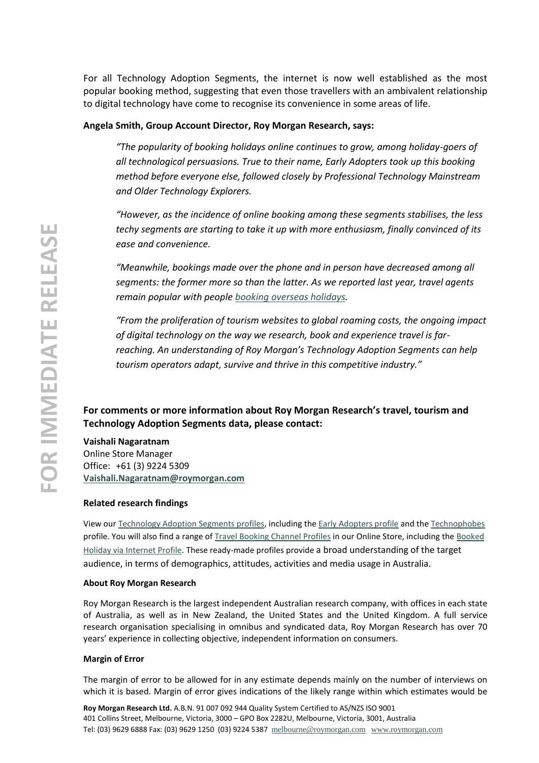For all Technology Adoption Segments, the internet is now well established as the most popular booking method, suggesting that even those travellers with an ambivalent relationship to digital technology have come to recognise its convenience in some areas of life.

**Angela Smith, Group Account Director, Roy Morgan Research, says:**

> *"The popularity of booking holidays online continues to grow, among holiday-goers of all technological persuasions. True to their name, Early Adopters took up this booking method before everyone else, followed closely by Professional Technology Mainstream and Older Technology Explorers.*
>
> *"However, as the incidence of online booking among these segments stabilises, the less techy segments are starting to take it up with more enthusiasm, finally convinced of its ease and convenience.*
>
> *"Meanwhile, bookings made over the phone and in person have decreased among all segments: the former more so than the latter. As we reported last year, travel agents remain popular with people booking overseas holidays.*
>
> *"From the proliferation of tourism websites to global roaming costs, the ongoing impact of digital technology on the way we research, book and experience travel is far-reaching. An understanding of Roy Morgan's Technology Adoption Segments can help tourism operators adapt, survive and thrive in this competitive industry."*

## For comments or more information about Roy Morgan Research's travel, tourism and Technology Adoption Segments data, please contact:

**Vaishali Nagaratnam**
Online Store Manager
Office: +61 (3) 9224 5309
**Vaishali.Nagaratnam@roymorgan.com**

### Related research findings

View our Technology Adoption Segments profiles, including the Early Adopters profile and the Technophobes profile. You will also find a range of Travel Booking Channel Profiles in our Online Store, including the Booked Holiday via Internet Profile. These ready-made profiles provide a broad understanding of the target audience, in terms of demographics, attitudes, activities and media usage in Australia.

### About Roy Morgan Research

Roy Morgan Research is the largest independent Australian research company, with offices in each state of Australia, as well as in New Zealand, the United States and the United Kingdom. A full service research organisation specialising in omnibus and syndicated data, Roy Morgan Research has over 70 years' experience in collecting objective, independent information on consumers.

### Margin of Error

The margin of error to be allowed for in any estimate depends mainly on the number of interviews on which it is based. Margin of error gives indications of the likely range within which estimates would be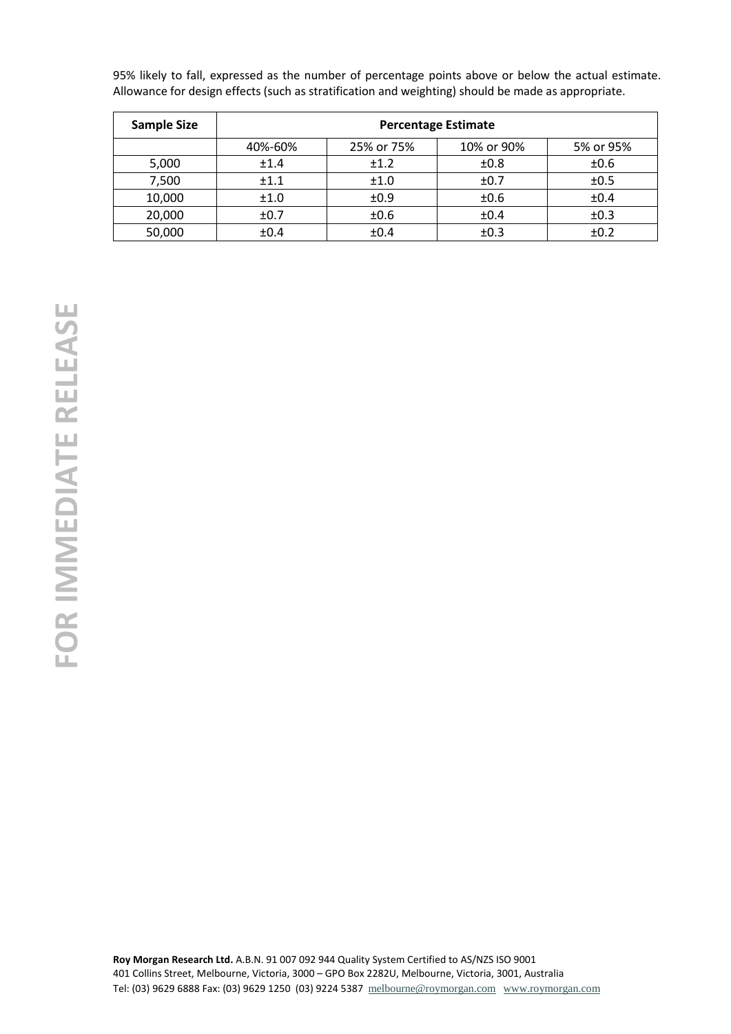95% likely to fall, expressed as the number of percentage points above or below the actual estimate. Allowance for design effects (such as stratification and weighting) should be made as appropriate.

| **Sample Size** | **Percentage Estimate** | | | |
|---|---|---|---|---|
| | 40%-60% | 25% or 75% | 10% or 90% | 5% or 95% |
| 5,000 | ±1.4 | ±1.2 | ±0.8 | ±0.6 |
| 7,500 | ±1.1 | ±1.0 | ±0.7 | ±0.5 |
| 10,000 | ±1.0 | ±0.9 | ±0.6 | ±0.4 |
| 20,000 | ±0.7 | ±0.6 | ±0.4 | ±0.3 |
| 50,000 | ±0.4 | ±0.4 | ±0.3 | ±0.2 |

**Roy Morgan Research Ltd.** A.B.N. 91 007 092 944 Quality System Certified to AS/NZS ISO 9001
401 Collins Street, Melbourne, Victoria, 3000 – GPO Box 2282U, Melbourne, Victoria, 3001, Australia
Tel: (03) 9629 6888 Fax: (03) 9629 1250 (03) 9224 5387 melbourne@roymorgan.com www.roymorgan.com